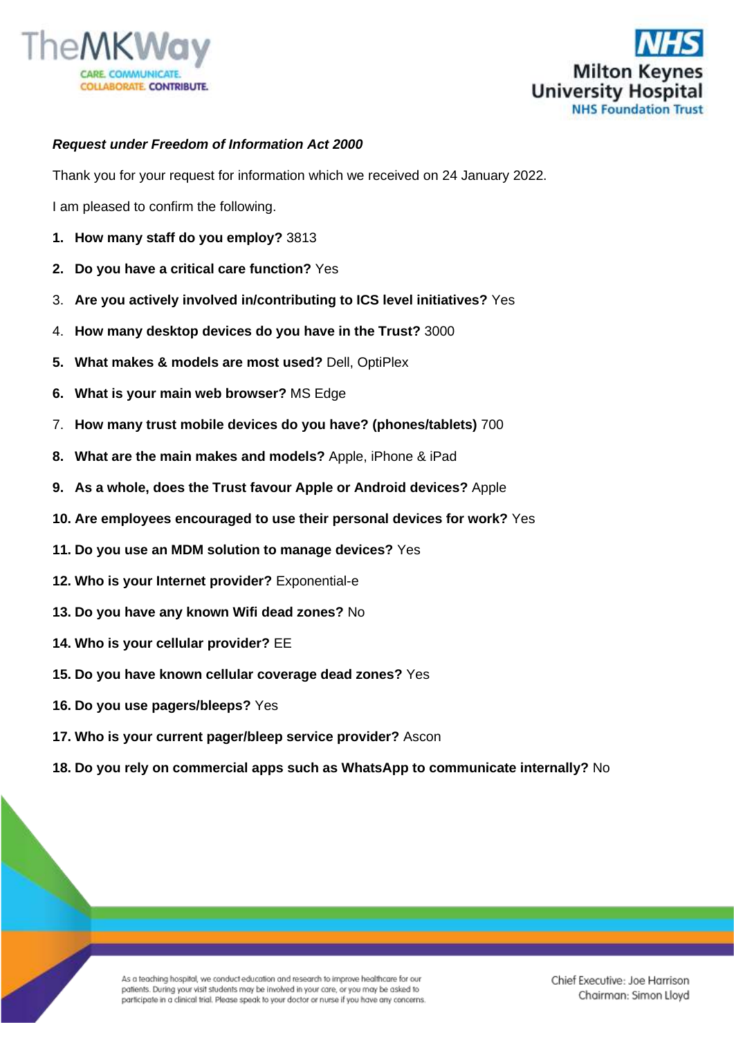***Request under Freedom of Information Act 2000***

Thank you for your request for information which we received on 24 January 2022.

I am pleased to confirm the following.

1. **How many staff do you employ?** 3813
2. **Do you have a critical care function?** Yes
3. **Are you actively involved in/contributing to ICS level initiatives?** Yes
4. **How many desktop devices do you have in the Trust?** 3000
5. **What makes & models are most used?** Dell, OptiPlex
6. **What is your main web browser?** MS Edge
7. **How many trust mobile devices do you have? (phones/tablets)** 700
8. **What are the main makes and models?** Apple, iPhone & iPad
9. **As a whole, does the Trust favour Apple or Android devices?** Apple
10. **Are employees encouraged to use their personal devices for work?** Yes
11. **Do you use an MDM solution to manage devices?** Yes
12. **Who is your Internet provider?** Exponential-e
13. **Do you have any known Wifi dead zones?** No
14. **Who is your cellular provider?** EE
15. **Do you have known cellular coverage dead zones?** Yes
16. **Do you use pagers/bleeps?** Yes
17. **Who is your current pager/bleep service provider?** Ascon
18. **Do you rely on commercial apps such as WhatsApp to communicate internally?** No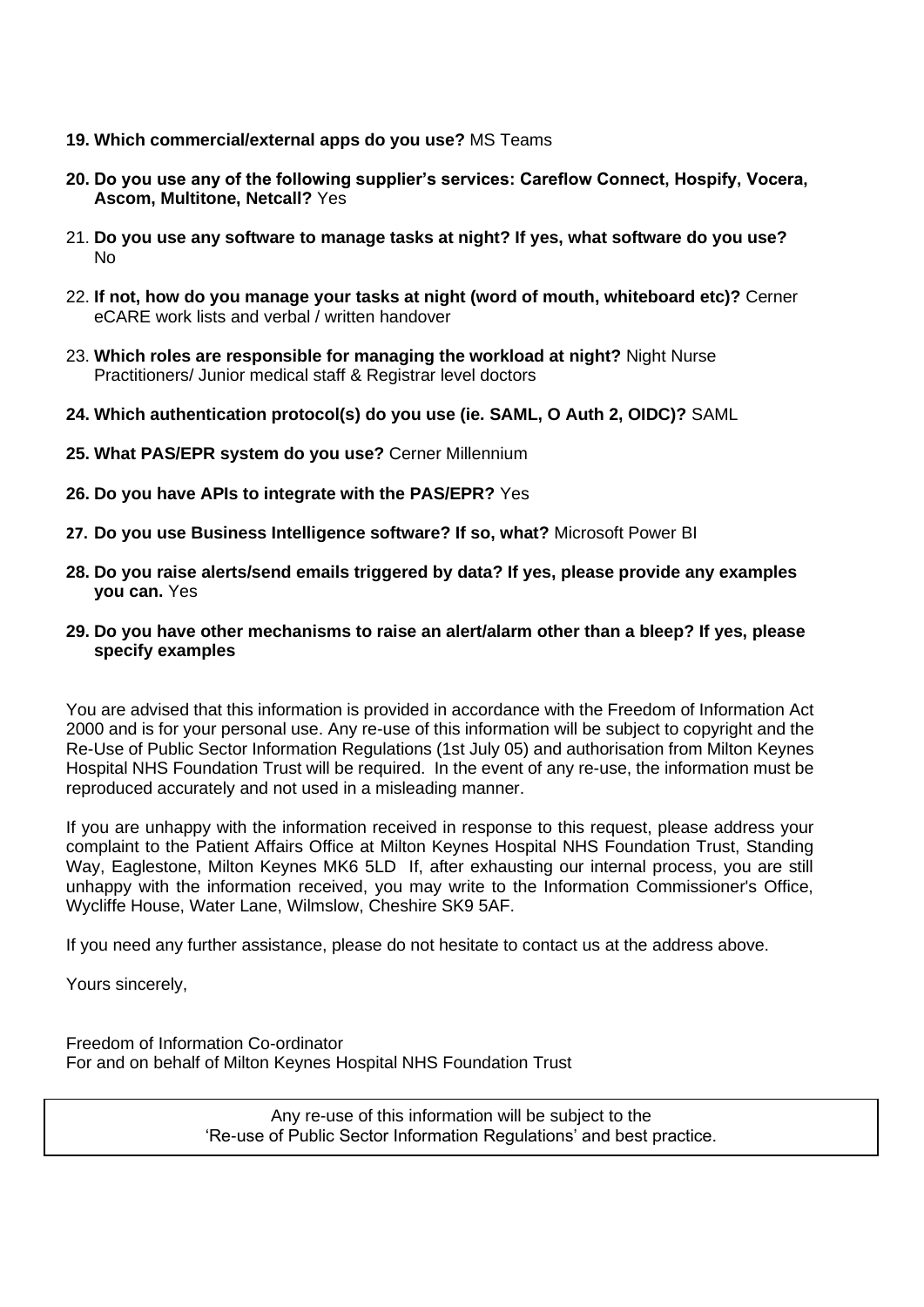19. **Which commercial/external apps do you use?** MS Teams

20. **Do you use any of the following supplier's services: Careflow Connect, Hospify, Vocera, Ascom, Multitone, Netcall?** Yes

21. **Do you use any software to manage tasks at night? If yes, what software do you use?** No

22. **If not, how do you manage your tasks at night (word of mouth, whiteboard etc)?** Cerner eCARE work lists and verbal / written handover

23. **Which roles are responsible for managing the workload at night?** Night Nurse Practitioners/ Junior medical staff & Registrar level doctors

24. **Which authentication protocol(s) do you use (ie. SAML, O Auth 2, OIDC)?** SAML

25. **What PAS/EPR system do you use?** Cerner Millennium

26. **Do you have APIs to integrate with the PAS/EPR?** Yes

27. **Do you use Business Intelligence software? If so, what?** Microsoft Power BI

28. **Do you raise alerts/send emails triggered by data? If yes, please provide any examples you can.** Yes

29. **Do you have other mechanisms to raise an alert/alarm other than a bleep? If yes, please specify examples**

You are advised that this information is provided in accordance with the Freedom of Information Act 2000 and is for your personal use. Any re-use of this information will be subject to copyright and the Re-Use of Public Sector Information Regulations (1st July 05) and authorisation from Milton Keynes Hospital NHS Foundation Trust will be required. In the event of any re-use, the information must be reproduced accurately and not used in a misleading manner.

If you are unhappy with the information received in response to this request, please address your complaint to the Patient Affairs Office at Milton Keynes Hospital NHS Foundation Trust, Standing Way, Eaglestone, Milton Keynes MK6 5LD If, after exhausting our internal process, you are still unhappy with the information received, you may write to the Information Commissioner's Office, Wycliffe House, Water Lane, Wilmslow, Cheshire SK9 5AF.

If you need any further assistance, please do not hesitate to contact us at the address above.

Yours sincerely,

Freedom of Information Co-ordinator
For and on behalf of Milton Keynes Hospital NHS Foundation Trust

Any re-use of this information will be subject to the 'Re-use of Public Sector Information Regulations' and best practice.